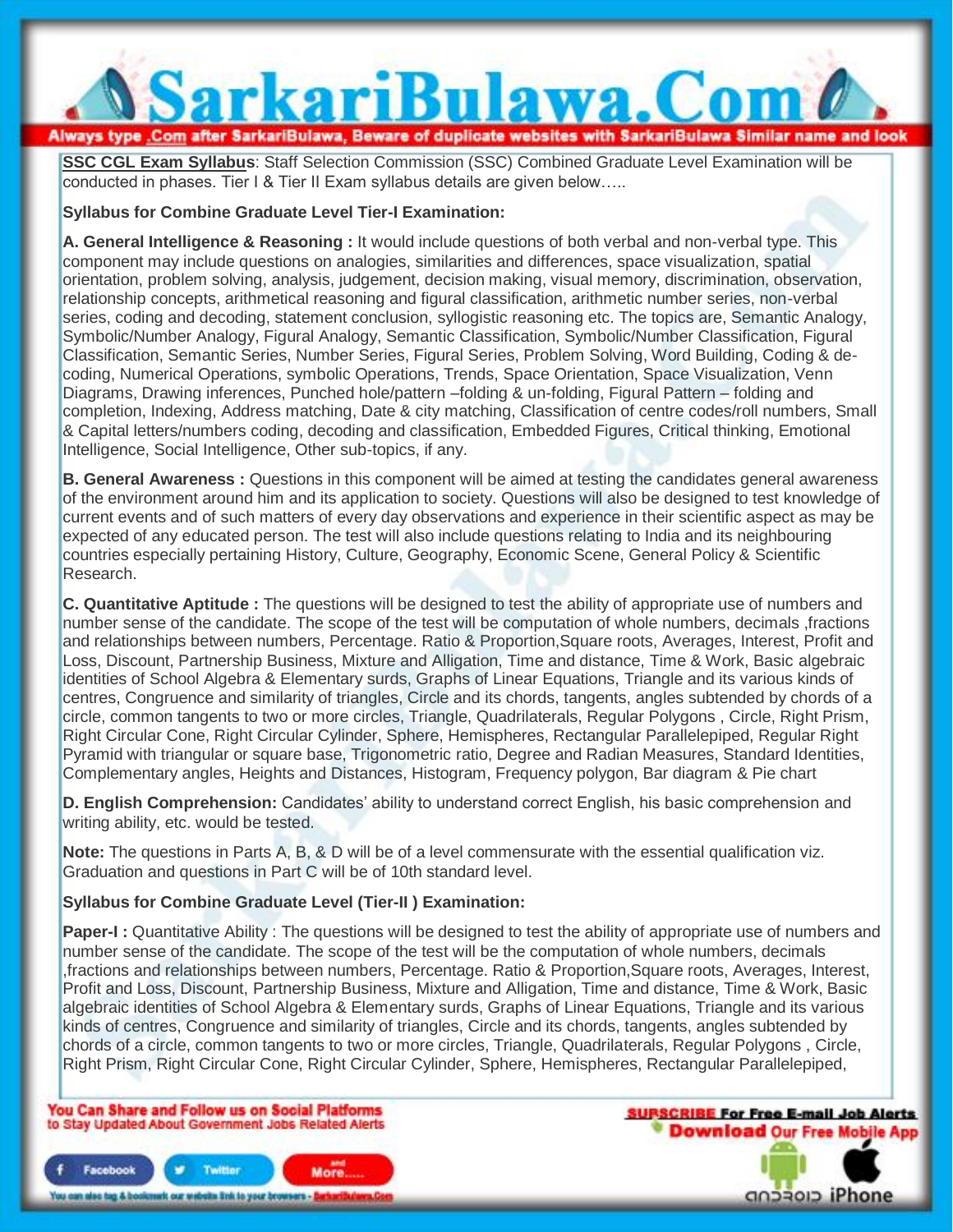**SSC CGL Exam Syllabus**: Staff Selection Commission (SSC) Combined Graduate Level Examination will be conducted in phases. Tier I & Tier II Exam syllabus details are given below…..

**Syllabus for Combine Graduate Level Tier-I Examination:**

**A. General Intelligence & Reasoning :** It would include questions of both verbal and non-verbal type. This component may include questions on analogies, similarities and differences, space visualization, spatial orientation, problem solving, analysis, judgement, decision making, visual memory, discrimination, observation, relationship concepts, arithmetical reasoning and figural classification, arithmetic number series, non-verbal series, coding and decoding, statement conclusion, syllogistic reasoning etc. The topics are, Semantic Analogy, Symbolic/Number Analogy, Figural Analogy, Semantic Classification, Symbolic/Number Classification, Figural Classification, Semantic Series, Number Series, Figural Series, Problem Solving, Word Building, Coding & de-coding, Numerical Operations, symbolic Operations, Trends, Space Orientation, Space Visualization, Venn Diagrams, Drawing inferences, Punched hole/pattern –folding & un-folding, Figural Pattern – folding and completion, Indexing, Address matching, Date & city matching, Classification of centre codes/roll numbers, Small & Capital letters/numbers coding, decoding and classification, Embedded Figures, Critical thinking, Emotional Intelligence, Social Intelligence, Other sub-topics, if any.

**B. General Awareness :** Questions in this component will be aimed at testing the candidates general awareness of the environment around him and its application to society. Questions will also be designed to test knowledge of current events and of such matters of every day observations and experience in their scientific aspect as may be expected of any educated person. The test will also include questions relating to India and its neighbouring countries especially pertaining History, Culture, Geography, Economic Scene, General Policy & Scientific Research.

**C. Quantitative Aptitude :** The questions will be designed to test the ability of appropriate use of numbers and number sense of the candidate. The scope of the test will be computation of whole numbers, decimals ,fractions and relationships between numbers, Percentage. Ratio & Proportion,Square roots, Averages, Interest, Profit and Loss, Discount, Partnership Business, Mixture and Alligation, Time and distance, Time & Work, Basic algebraic identities of School Algebra & Elementary surds, Graphs of Linear Equations, Triangle and its various kinds of centres, Congruence and similarity of triangles, Circle and its chords, tangents, angles subtended by chords of a circle, common tangents to two or more circles, Triangle, Quadrilaterals, Regular Polygons , Circle, Right Prism, Right Circular Cone, Right Circular Cylinder, Sphere, Hemispheres, Rectangular Parallelepiped, Regular Right Pyramid with triangular or square base, Trigonometric ratio, Degree and Radian Measures, Standard Identities, Complementary angles, Heights and Distances, Histogram, Frequency polygon, Bar diagram & Pie chart

**D. English Comprehension:** Candidates' ability to understand correct English, his basic comprehension and writing ability, etc. would be tested.

**Note:** The questions in Parts A, B, & D will be of a level commensurate with the essential qualification viz. Graduation and questions in Part C will be of 10th standard level.

**Syllabus for Combine Graduate Level (Tier-II ) Examination:**

**Paper-I :** Quantitative Ability : The questions will be designed to test the ability of appropriate use of numbers and number sense of the candidate. The scope of the test will be the computation of whole numbers, decimals ,fractions and relationships between numbers, Percentage. Ratio & Proportion,Square roots, Averages, Interest, Profit and Loss, Discount, Partnership Business, Mixture and Alligation, Time and distance, Time & Work, Basic algebraic identities of School Algebra & Elementary surds, Graphs of Linear Equations, Triangle and its various kinds of centres, Congruence and similarity of triangles, Circle and its chords, tangents, angles subtended by chords of a circle, common tangents to two or more circles, Triangle, Quadrilaterals, Regular Polygons , Circle, Right Prism, Right Circular Cone, Right Circular Cylinder, Sphere, Hemispheres, Rectangular Parallelepiped,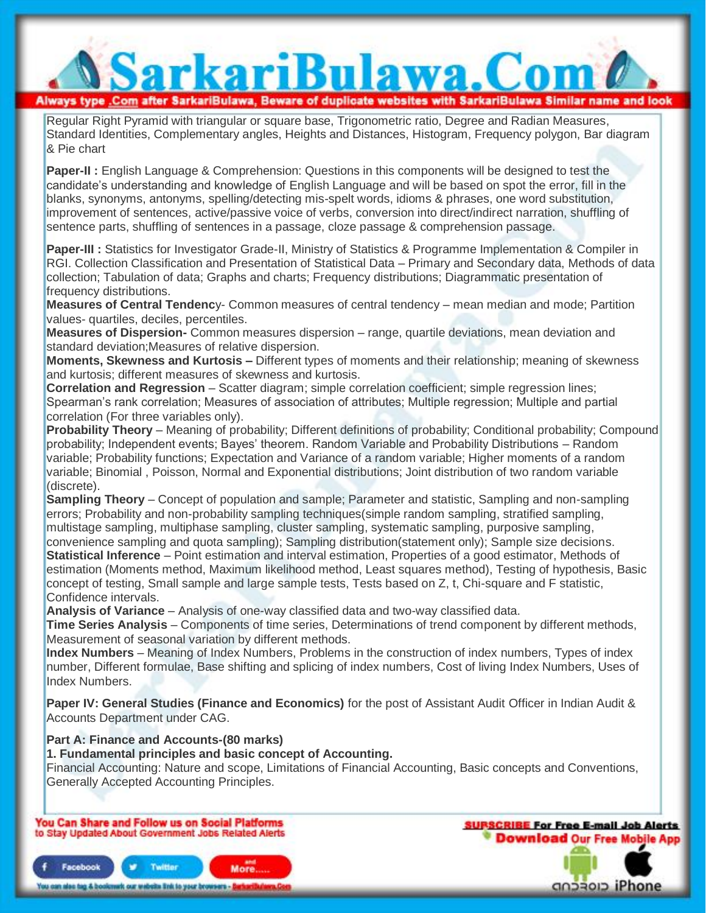Regular Right Pyramid with triangular or square base, Trigonometric ratio, Degree and Radian Measures, Standard Identities, Complementary angles, Heights and Distances, Histogram, Frequency polygon, Bar diagram & Pie chart

**Paper-II :** English Language & Comprehension: Questions in this components will be designed to test the candidate's understanding and knowledge of English Language and will be based on spot the error, fill in the blanks, synonyms, antonyms, spelling/detecting mis-spelt words, idioms & phrases, one word substitution, improvement of sentences, active/passive voice of verbs, conversion into direct/indirect narration, shuffling of sentence parts, shuffling of sentences in a passage, cloze passage & comprehension passage.

**Paper-III :** Statistics for Investigator Grade-II, Ministry of Statistics & Programme Implementation & Compiler in RGI. Collection Classification and Presentation of Statistical Data – Primary and Secondary data, Methods of data collection; Tabulation of data; Graphs and charts; Frequency distributions; Diagrammatic presentation of frequency distributions.

**Measures of Central Tendenc**y- Common measures of central tendency – mean median and mode; Partition values- quartiles, deciles, percentiles.

**Measures of Dispersion-** Common measures dispersion – range, quartile deviations, mean deviation and standard deviation;Measures of relative dispersion.

**Moments, Skewness and Kurtosis –** Different types of moments and their relationship; meaning of skewness and kurtosis; different measures of skewness and kurtosis.

**Correlation and Regression** – Scatter diagram; simple correlation coefficient; simple regression lines; Spearman's rank correlation; Measures of association of attributes; Multiple regression; Multiple and partial correlation (For three variables only).

**Probability Theory** – Meaning of probability; Different definitions of probability; Conditional probability; Compound probability; Independent events; Bayes' theorem. Random Variable and Probability Distributions – Random variable; Probability functions; Expectation and Variance of a random variable; Higher moments of a random variable; Binomial , Poisson, Normal and Exponential distributions; Joint distribution of two random variable (discrete).

**Sampling Theory** – Concept of population and sample; Parameter and statistic, Sampling and non-sampling errors; Probability and non-probability sampling techniques(simple random sampling, stratified sampling, multistage sampling, multiphase sampling, cluster sampling, systematic sampling, purposive sampling, convenience sampling and quota sampling); Sampling distribution(statement only); Sample size decisions.

**Statistical Inference** – Point estimation and interval estimation, Properties of a good estimator, Methods of estimation (Moments method, Maximum likelihood method, Least squares method), Testing of hypothesis, Basic concept of testing, Small sample and large sample tests, Tests based on Z, t, Chi-square and F statistic, Confidence intervals.

**Analysis of Variance** – Analysis of one-way classified data and two-way classified data.

**Time Series Analysis** – Components of time series, Determinations of trend component by different methods, Measurement of seasonal variation by different methods.

**Index Numbers** – Meaning of Index Numbers, Problems in the construction of index numbers, Types of index number, Different formulae, Base shifting and splicing of index numbers, Cost of living Index Numbers, Uses of Index Numbers.

**Paper IV: General Studies (Finance and Economics)** for the post of Assistant Audit Officer in Indian Audit & Accounts Department under CAG.

**Part A: Finance and Accounts-(80 marks)**

**1. Fundamental principles and basic concept of Accounting.**

Financial Accounting: Nature and scope, Limitations of Financial Accounting, Basic concepts and Conventions, Generally Accepted Accounting Principles.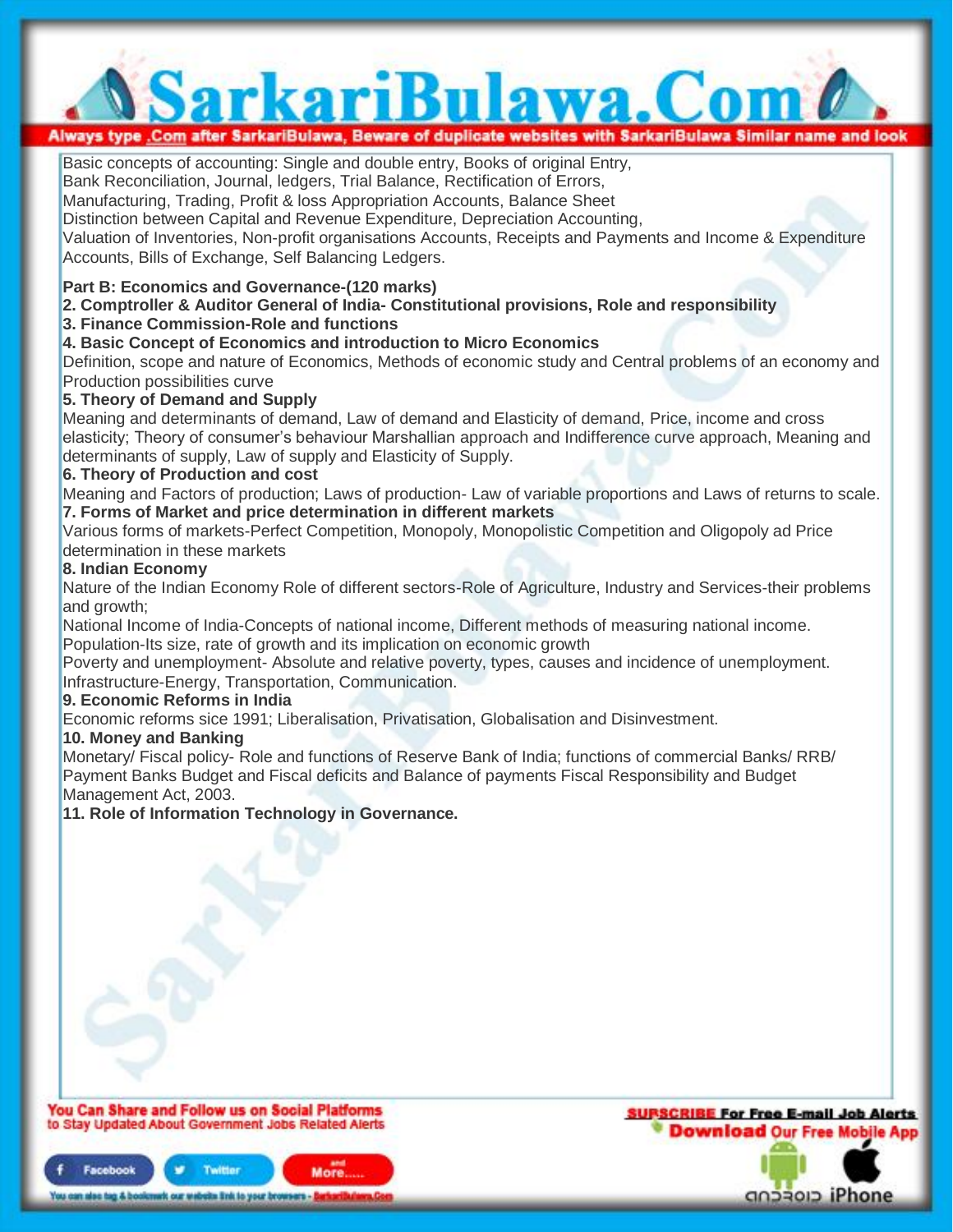Basic concepts of accounting: Single and double entry, Books of original Entry,
Bank Reconciliation, Journal, ledgers, Trial Balance, Rectification of Errors,
Manufacturing, Trading, Profit & loss Appropriation Accounts, Balance Sheet
Distinction between Capital and Revenue Expenditure, Depreciation Accounting,
Valuation of Inventories, Non-profit organisations Accounts, Receipts and Payments and Income & Expenditure Accounts, Bills of Exchange, Self Balancing Ledgers.

**Part B: Economics and Governance-(120 marks)**

**2. Comptroller & Auditor General of India- Constitutional provisions, Role and responsibility**

**3. Finance Commission-Role and functions**

**4. Basic Concept of Economics and introduction to Micro Economics**

Definition, scope and nature of Economics, Methods of economic study and Central problems of an economy and Production possibilities curve

**5. Theory of Demand and Supply**

Meaning and determinants of demand, Law of demand and Elasticity of demand, Price, income and cross elasticity; Theory of consumer's behaviour Marshallian approach and Indifference curve approach, Meaning and determinants of supply, Law of supply and Elasticity of Supply.

**6. Theory of Production and cost**

Meaning and Factors of production; Laws of production- Law of variable proportions and Laws of returns to scale.

**7. Forms of Market and price determination in different markets**

Various forms of markets-Perfect Competition, Monopoly, Monopolistic Competition and Oligopoly ad Price determination in these markets

**8. Indian Economy**

Nature of the Indian Economy Role of different sectors-Role of Agriculture, Industry and Services-their problems and growth;
National Income of India-Concepts of national income, Different methods of measuring national income.
Population-Its size, rate of growth and its implication on economic growth
Poverty and unemployment- Absolute and relative poverty, types, causes and incidence of unemployment.
Infrastructure-Energy, Transportation, Communication.

**9. Economic Reforms in India**

Economic reforms sice 1991; Liberalisation, Privatisation, Globalisation and Disinvestment.

**10. Money and Banking**

Monetary/ Fiscal policy- Role and functions of Reserve Bank of India; functions of commercial Banks/ RRB/ Payment Banks Budget and Fiscal deficits and Balance of payments Fiscal Responsibility and Budget Management Act, 2003.

**11. Role of Information Technology in Governance.**